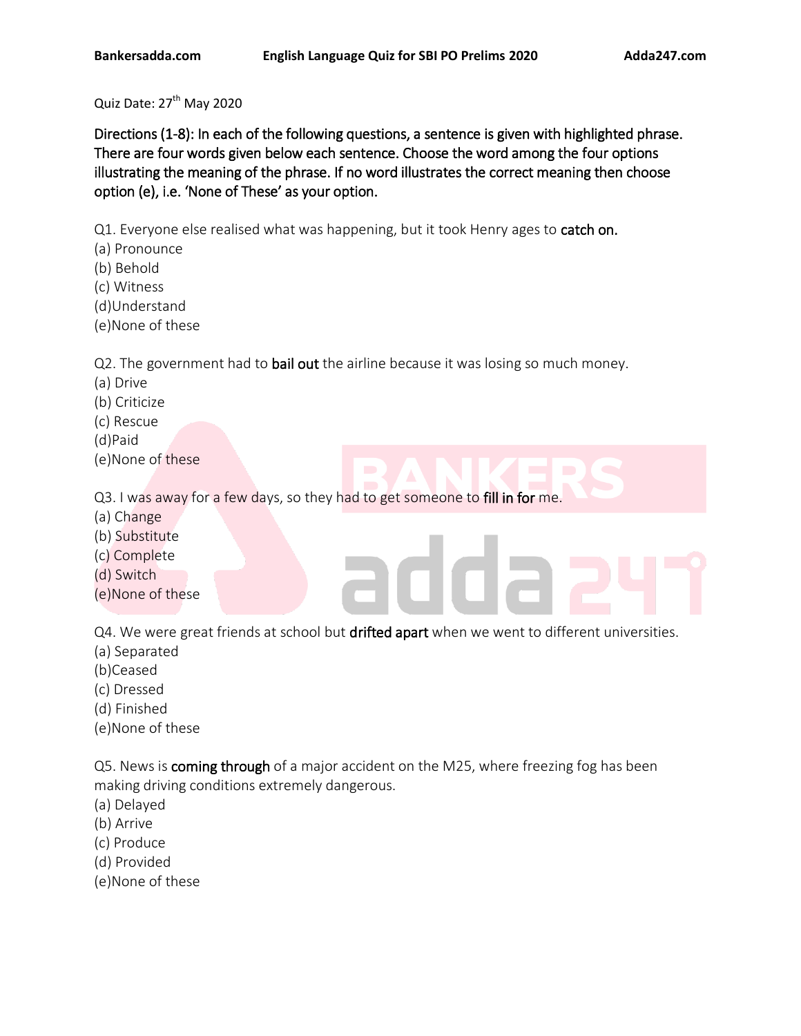Quiz Date: 27th May 2020

**Directions (1-8): In each of the following questions, a sentence is given with highlighted phrase. There are four words given below each sentence. Choose the word among the four options illustrating the meaning of the phrase. If no word illustrates the correct meaning then choose option (e), i.e. 'None of These' as your option.**

Q1. Everyone else realised what was happening, but it took Henry ages to **catch on.**

(a) Pronounce
(b) Behold
(c) Witness
(d)Understand
(e)None of these

Q2. The government had to **bail out** the airline because it was losing so much money.

(a) Drive
(b) Criticize
(c) Rescue
(d)Paid
(e)None of these

Q3. I was away for a few days, so they had to get someone to **fill in for** me.

(a) Change
(b) Substitute
(c) Complete
(d) Switch
(e)None of these

Q4. We were great friends at school but **drifted apart** when we went to different universities.

(a) Separated
(b)Ceased
(c) Dressed
(d) Finished
(e)None of these

Q5. News is **coming through** of a major accident on the M25, where freezing fog has been making driving conditions extremely dangerous.

(a) Delayed
(b) Arrive
(c) Produce
(d) Provided
(e)None of these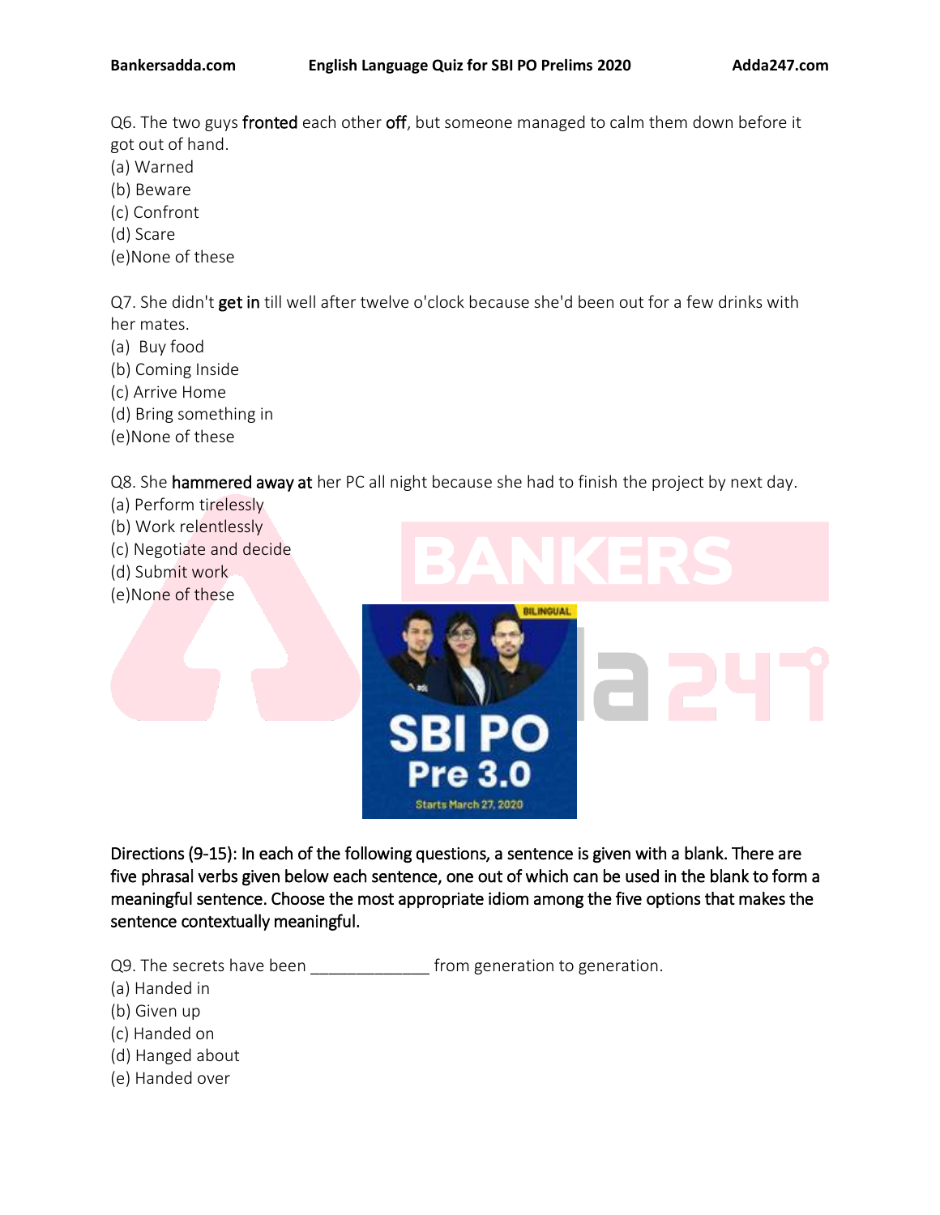Q6. The two guys **fronted** each other **off**, but someone managed to calm them down before it got out of hand.

(a) Warned
(b) Beware
(c) Confront
(d) Scare
(e)None of these

Q7. She didn't **get in** till well after twelve o'clock because she'd been out for a few drinks with her mates.

(a) Buy food
(b) Coming Inside
(c) Arrive Home
(d) Bring something in
(e)None of these

Q8. She **hammered away at** her PC all night because she had to finish the project by next day.

(a) Perform tirelessly
(b) Work relentlessly
(c) Negotiate and decide
(d) Submit work
(e)None of these

Directions (9-15): In each of the following questions, a sentence is given with a blank. There are five phrasal verbs given below each sentence, one out of which can be used in the blank to form a meaningful sentence. Choose the most appropriate idiom among the five options that makes the sentence contextually meaningful.

Q9. The secrets have been _____________ from generation to generation.

(a) Handed in
(b) Given up
(c) Handed on
(d) Hanged about
(e) Handed over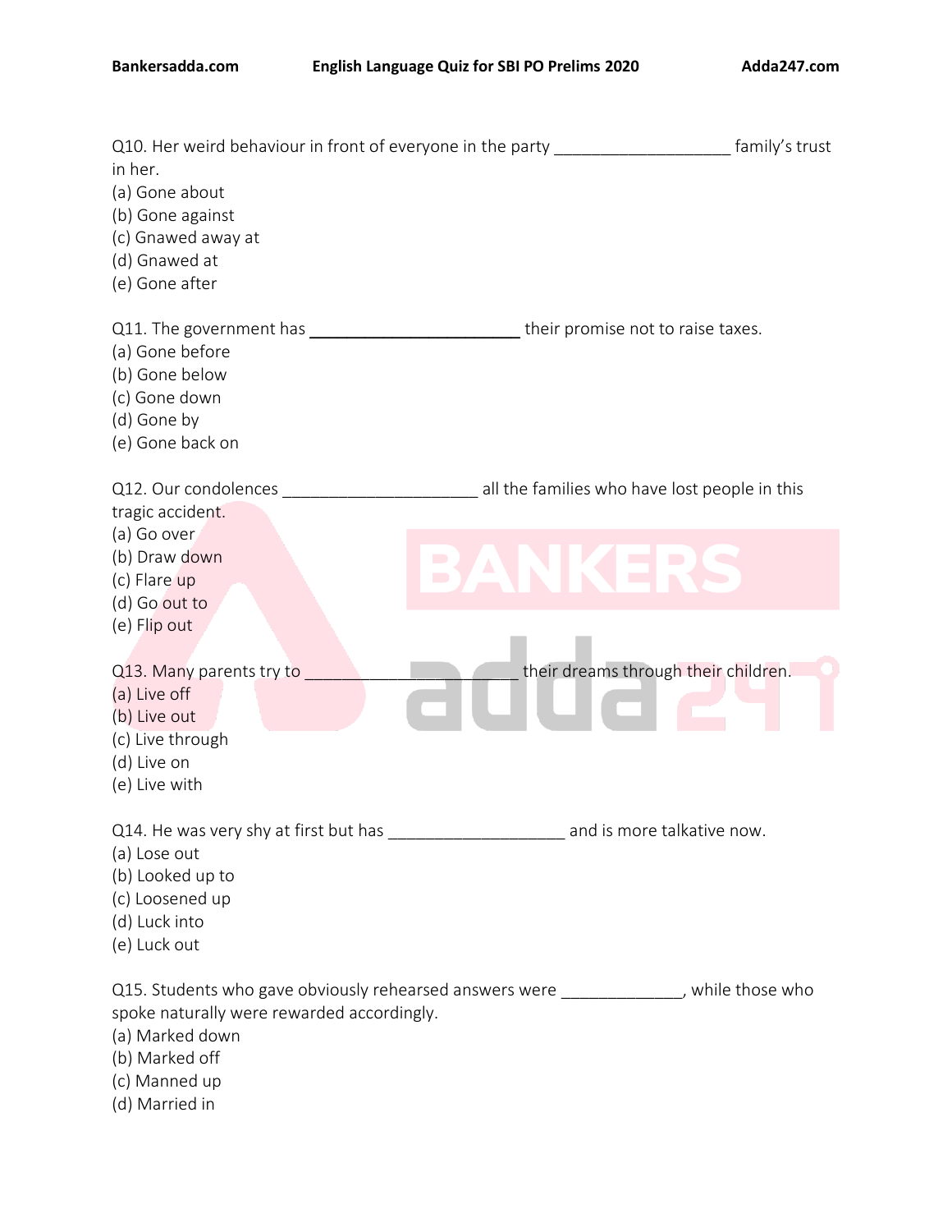Q10. Her weird behaviour in front of everyone in the party __________________ family's trust in her.
(a) Gone about
(b) Gone against
(c) Gnawed away at
(d) Gnawed at
(e) Gone after

Q11. The government has ______________________ their promise not to raise taxes.
(a) Gone before
(b) Gone below
(c) Gone down
(d) Gone by
(e) Gone back on

Q12. Our condolences ____________________ all the families who have lost people in this tragic accident.
(a) Go over
(b) Draw down
(c) Flare up
(d) Go out to
(e) Flip out

Q13. Many parents try to ______________________ their dreams through their children.
(a) Live off
(b) Live out
(c) Live through
(d) Live on
(e) Live with

Q14. He was very shy at first but has __________________ and is more talkative now.
(a) Lose out
(b) Looked up to
(c) Loosened up
(d) Luck into
(e) Luck out

Q15. Students who gave obviously rehearsed answers were _____________, while those who spoke naturally were rewarded accordingly.
(a) Marked down
(b) Marked off
(c) Manned up
(d) Married in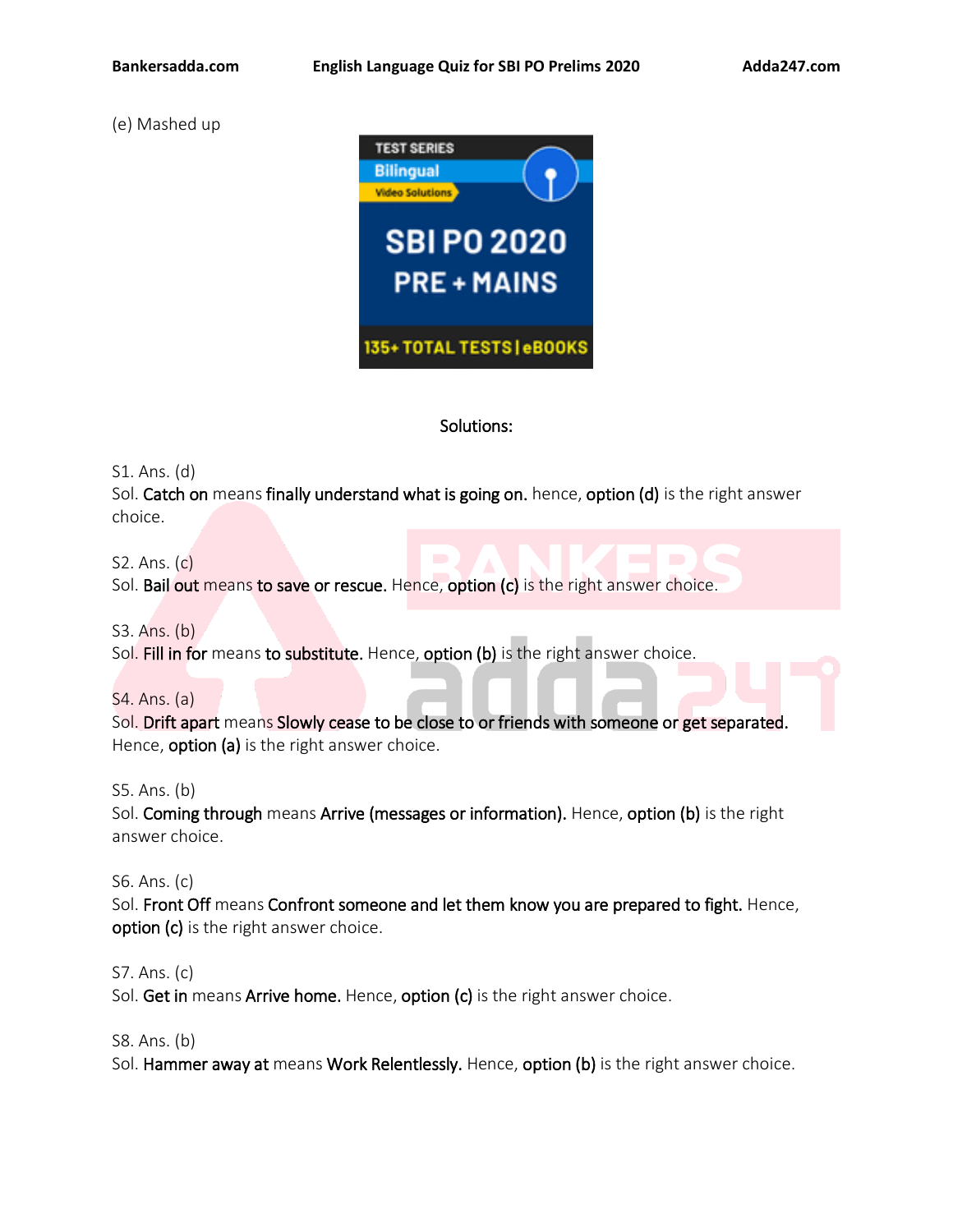(e) Mashed up

Solutions:

S1. Ans. (d)
Sol. **Catch on** means **finally understand what is going on.** hence, **option (d)** is the right answer choice.

S2. Ans. (c)
Sol. **Bail out** means **to save or rescue.** Hence, **option (c)** is the right answer choice.

S3. Ans. (b)
Sol. **Fill in for** means **to substitute.** Hence, **option (b)** is the right answer choice.

S4. Ans. (a)
Sol. **Drift apart** means **Slowly cease to be close to or friends with someone** or **get separated.** Hence, **option (a)** is the right answer choice.

S5. Ans. (b)
Sol. **Coming through** means **Arrive (messages or information).** Hence, **option (b)** is the right answer choice.

S6. Ans. (c)
Sol. **Front Off** means **Confront someone and let them know you are prepared to fight.** Hence, **option (c)** is the right answer choice.

S7. Ans. (c)
Sol. **Get in** means **Arrive home.** Hence, **option (c)** is the right answer choice.

S8. Ans. (b)
Sol. **Hammer away at** means **Work Relentlessly.** Hence, **option (b)** is the right answer choice.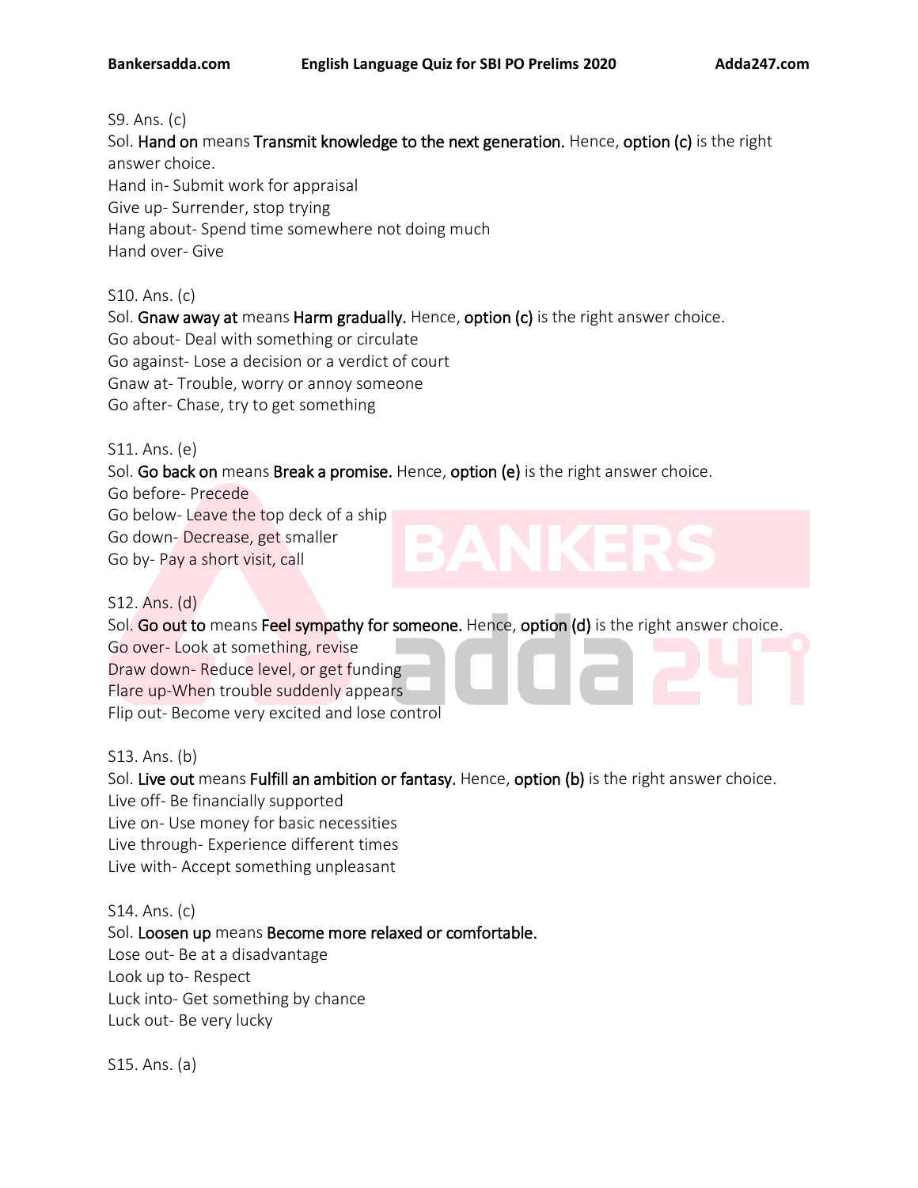S9. Ans. (c)

Sol. **Hand on** means **Transmit knowledge to the next generation.** Hence, **option (c)** is the right answer choice.

Hand in- Submit work for appraisal

Give up- Surrender, stop trying

Hang about- Spend time somewhere not doing much

Hand over- Give

S10. Ans. (c)

Sol. **Gnaw away at** means **Harm gradually.** Hence, **option (c)** is the right answer choice.

Go about- Deal with something or circulate

Go against- Lose a decision or a verdict of court

Gnaw at- Trouble, worry or annoy someone

Go after- Chase, try to get something

S11. Ans. (e)

Sol. **Go back on** means **Break a promise.** Hence, **option (e)** is the right answer choice.

Go before- Precede

Go below- Leave the top deck of a ship

Go down- Decrease, get smaller

Go by- Pay a short visit, call

S12. Ans. (d)

Sol. **Go out to** means **Feel sympathy for someone.** Hence, **option (d)** is the right answer choice.

Go over- Look at something, revise

Draw down- Reduce level, or get funding

Flare up-When trouble suddenly appears

Flip out- Become very excited and lose control

S13. Ans. (b)

Sol. **Live out** means **Fulfill an ambition or fantasy.** Hence, **option (b)** is the right answer choice.

Live off- Be financially supported

Live on- Use money for basic necessities

Live through- Experience different times

Live with- Accept something unpleasant

S14. Ans. (c)

Sol. **Loosen up** means **Become more relaxed or comfortable.**

Lose out- Be at a disadvantage

Look up to- Respect

Luck into- Get something by chance

Luck out- Be very lucky

S15. Ans. (a)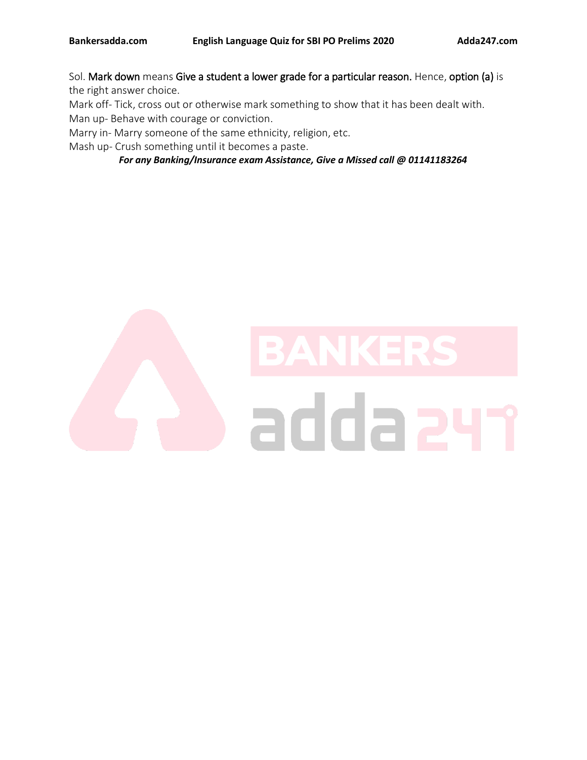Sol. **Mark down** means **Give a student a lower grade for a particular reason.** Hence, **option (a)** is the right answer choice.

Mark off- Tick, cross out or otherwise mark something to show that it has been dealt with.

Man up- Behave with courage or conviction.

Marry in- Marry someone of the same ethnicity, religion, etc.

Mash up- Crush something until it becomes a paste.

***For any Banking/Insurance exam Assistance, Give a Missed call @ 01141183264***